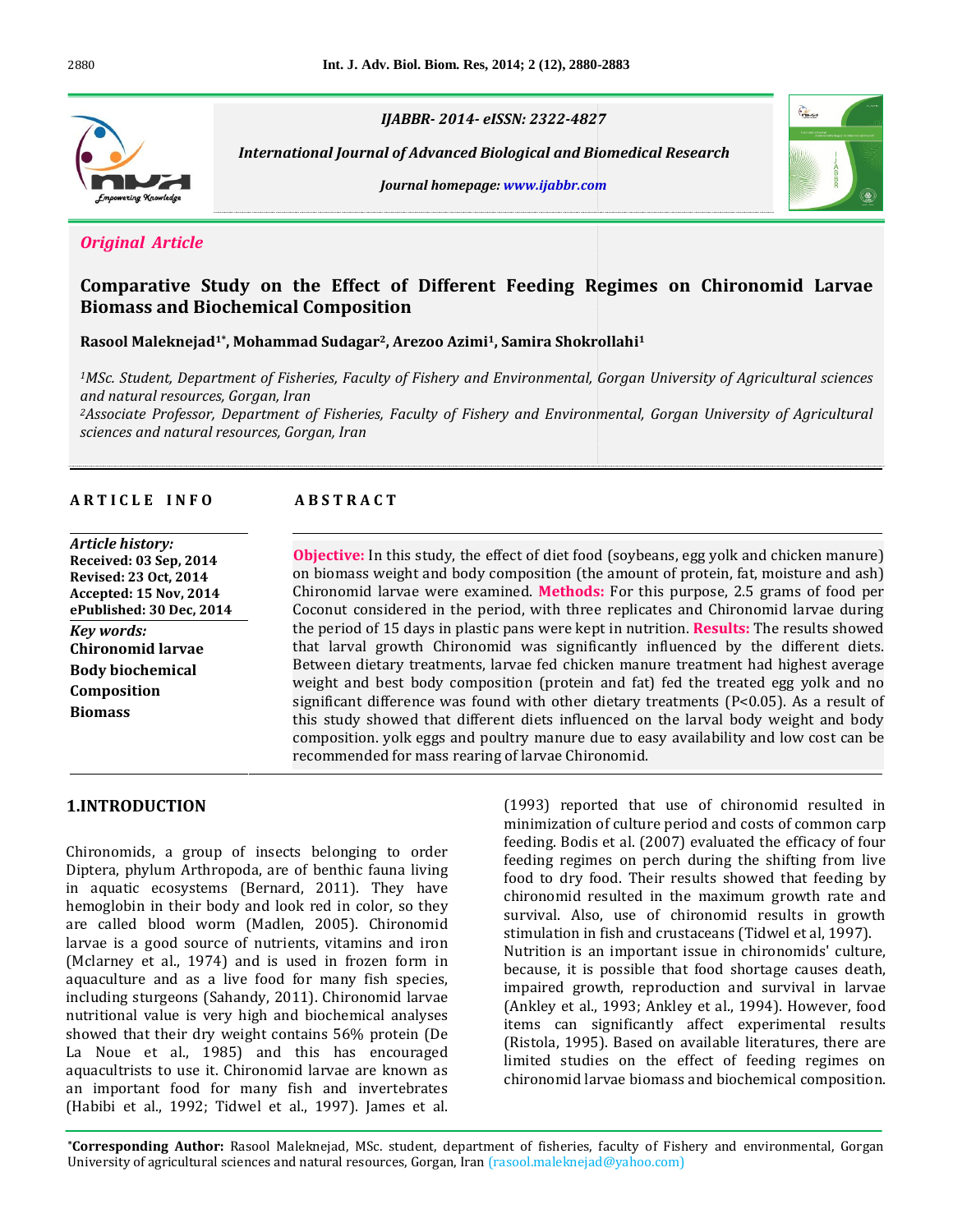IJABBR- 2014- eISSN: 2322-4827

*International Journal of Advanced Biological and Biomedical Research*

*Journal homepage: www.ijabbr.com*

*Original Article*

# Comparative Study on the Effect of Different Feeding Regimes on Chironomid Larvae Biomass and Biochemical Composition

**Rasool Maleknejad[1*], Mohammad Sudagar[2], Arezoo Azimi[1], Samira Shokrollahi[1]**

*[1]MSc. Student, Department of Fisheries, Faculty of Fishery and Environmental, Gorgan University of Agricultural sciences and natural resources, Gorgan, Iran*
*[2]Associate Professor, Department of Fisheries, Faculty of Fishery and Environmental, Gorgan University of Agricultural sciences and natural resources, Gorgan, Iran*

**ARTICLE INFO**

*Article history:*
**Received: 03 Sep, 2014**
**Revised: 23 Oct, 2014**
**Accepted: 15 Nov, 2014**
**ePublished: 30 Dec, 2014**

*Key words:*
**Chironomid larvae**
**Body biochemical Composition**
**Biomass**

**ABSTRACT**

**Objective:** In this study, the effect of diet food (soybeans, egg yolk and chicken manure) on biomass weight and body composition (the amount of protein, fat, moisture and ash) Chironomid larvae were examined. **Methods:** For this purpose, 2.5 grams of food per Coconut considered in the period, with three replicates and Chironomid larvae during the period of 15 days in plastic pans were kept in nutrition. **Results:** The results showed that larval growth Chironomid was significantly influenced by the different diets. Between dietary treatments, larvae fed chicken manure treatment had highest average weight and best body composition (protein and fat) fed the treated egg yolk and no significant difference was found with other dietary treatments ($P<0.05$). As a result of this study showed that different diets influenced on the larval body weight and body composition. yolk eggs and poultry manure due to easy availability and low cost can be recommended for mass rearing of larvae Chironomid.

## 1.INTRODUCTION

Chironomids, a group of insects belonging to order Diptera, phylum Arthropoda, are of benthic fauna living in aquatic ecosystems (Bernard, 2011). They have hemoglobin in their body and look red in color, so they are called blood worm (Madlen, 2005). Chironomid larvae is a good source of nutrients, vitamins and iron (Mclarney et al., 1974) and is used in frozen form in aquaculture and as a live food for many fish species, including sturgeons (Sahandy, 2011). Chironomid larvae nutritional value is very high and biochemical analyses showed that their dry weight contains 56% protein (De La Noue et al., 1985) and this has encouraged aquacultrists to use it. Chironomid larvae are known as an important food for many fish and invertebrates (Habibi et al., 1992; Tidwel et al., 1997). James et al. (1993) reported that use of chironomid resulted in minimization of culture period and costs of common carp feeding. Bodis et al. (2007) evaluated the efficacy of four feeding regimes on perch during the shifting from live food to dry food. Their results showed that feeding by chironomid resulted in the maximum growth rate and survival. Also, use of chironomid results in growth stimulation in fish and crustaceans (Tidwel et al, 1997).
Nutrition is an important issue in chironomids' culture, because, it is possible that food shortage causes death, impaired growth, reproduction and survival in larvae (Ankley et al., 1993; Ankley et al., 1994). However, food items can significantly affect experimental results (Ristola, 1995). Based on available literatures, there are limited studies on the effect of feeding regimes on chironomid larvae biomass and biochemical composition.

*Corresponding Author: Rasool Maleknejad, MSc. student, department of fisheries, faculty of Fishery and environmental, Gorgan University of agricultural sciences and natural resources, Gorgan, Iran (rasool.maleknejad@yahoo.com)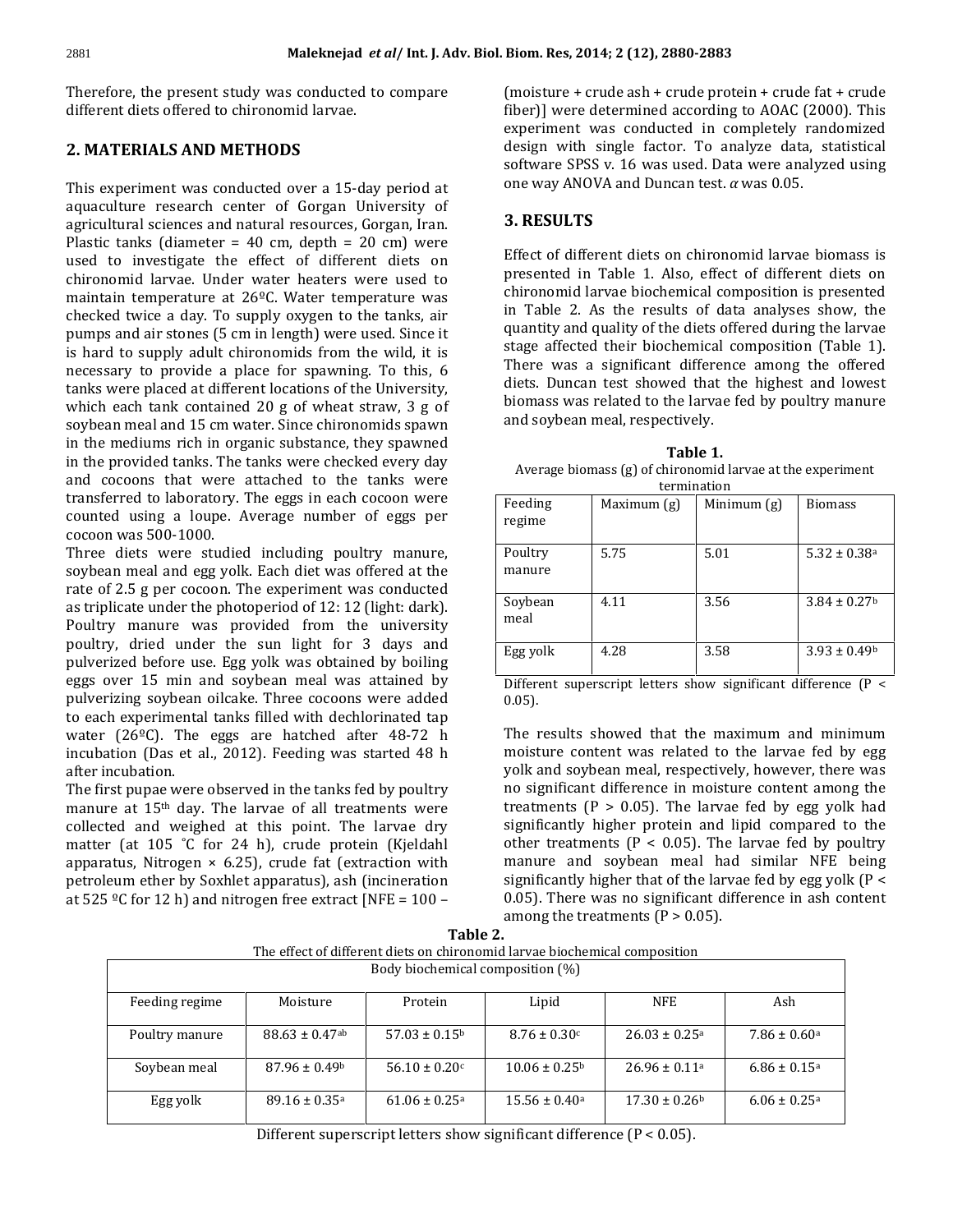Therefore, the present study was conducted to compare different diets offered to chironomid larvae.

## 2. MATERIALS AND METHODS

This experiment was conducted over a 15-day period at aquaculture research center of Gorgan University of agricultural sciences and natural resources, Gorgan, Iran. Plastic tanks (diameter = 40 cm, depth = 20 cm) were used to investigate the effect of different diets on chironomid larvae. Under water heaters were used to maintain temperature at 26ºC. Water temperature was checked twice a day. To supply oxygen to the tanks, air pumps and air stones (5 cm in length) were used. Since it is hard to supply adult chironomids from the wild, it is necessary to provide a place for spawning. To this, 6 tanks were placed at different locations of the University, which each tank contained 20 g of wheat straw, 3 g of soybean meal and 15 cm water. Since chironomids spawn in the mediums rich in organic substance, they spawned in the provided tanks. The tanks were checked every day and cocoons that were attached to the tanks were transferred to laboratory. The eggs in each cocoon were counted using a loupe. Average number of eggs per cocoon was 500-1000.

Three diets were studied including poultry manure, soybean meal and egg yolk. Each diet was offered at the rate of 2.5 g per cocoon. The experiment was conducted as triplicate under the photoperiod of 12: 12 (light: dark). Poultry manure was provided from the university poultry, dried under the sun light for 3 days and pulverized before use. Egg yolk was obtained by boiling eggs over 15 min and soybean meal was attained by pulverizing soybean oilcake. Three cocoons were added to each experimental tanks filled with dechlorinated tap water (26ºC). The eggs are hatched after 48-72 h incubation (Das et al., 2012). Feeding was started 48 h after incubation.

The first pupae were observed in the tanks fed by poultry manure at 15th day. The larvae of all treatments were collected and weighed at this point. The larvae dry matter (at 105 ˚C for 24 h), crude protein (Kjeldahl apparatus, Nitrogen × 6.25), crude fat (extraction with petroleum ether by Soxhlet apparatus), ash (incineration at 525 ºC for 12 h) and nitrogen free extract [NFE = 100 – (moisture + crude ash + crude protein + crude fat + crude fiber)] were determined according to AOAC (2000). This experiment was conducted in completely randomized design with single factor. To analyze data, statistical software SPSS v. 16 was used. Data were analyzed using one way ANOVA and Duncan test. $\alpha$ was 0.05.

## 3. RESULTS

Effect of different diets on chironomid larvae biomass is presented in Table 1. Also, effect of different diets on chironomid larvae biochemical composition is presented in Table 2. As the results of data analyses show, the quantity and quality of the diets offered during the larvae stage affected their biochemical composition (Table 1). There was a significant difference among the offered diets. Duncan test showed that the highest and lowest biomass was related to the larvae fed by poultry manure and soybean meal, respectively.

**Table 1.**
Average biomass (g) of chironomid larvae at the experiment termination

| Feeding regime | Maximum (g) | Minimum (g) | Biomass |
|---|---|---|---|
| Poultry manure | 5.75 | 5.01 | 5.32 ± 0.38[a] |
| Soybean meal | 4.11 | 3.56 | 3.84 ± 0.27[b] |
| Egg yolk | 4.28 | 3.58 | 3.93 ± 0.49[b] |

Different superscript letters show significant difference ($P < 0.05$).

The results showed that the maximum and minimum moisture content was related to the larvae fed by egg yolk and soybean meal, respectively, however, there was no significant difference in moisture content among the treatments ($P > 0.05$). The larvae fed by egg yolk had significantly higher protein and lipid compared to the other treatments ($P < 0.05$). The larvae fed by poultry manure and soybean meal had similar NFE being significantly higher that of the larvae fed by egg yolk ($P < 0.05$). There was no significant difference in ash content among the treatments ($P > 0.05$).

**Table 2.**
The effect of different diets on chironomid larvae biochemical composition

| | Body biochemical composition (%) | | | | |
|---|---|---|---|---|---|
| Feeding regime | Moisture | Protein | Lipid | NFE | Ash |
| Poultry manure | 88.63 ± 0.47[ab] | 57.03 ± 0.15[b] | 8.76 ± 0.30[c] | 26.03 ± 0.25[a] | 7.86 ± 0.60[a] |
| Soybean meal | 87.96 ± 0.49[b] | 56.10 ± 0.20[c] | 10.06 ± 0.25[b] | 26.96 ± 0.11[a] | 6.86 ± 0.15[a] |
| Egg yolk | 89.16 ± 0.35[a] | 61.06 ± 0.25[a] | 15.56 ± 0.40[a] | 17.30 ± 0.26[b] | 6.06 ± 0.25[a] |

Different superscript letters show significant difference ($P < 0.05$).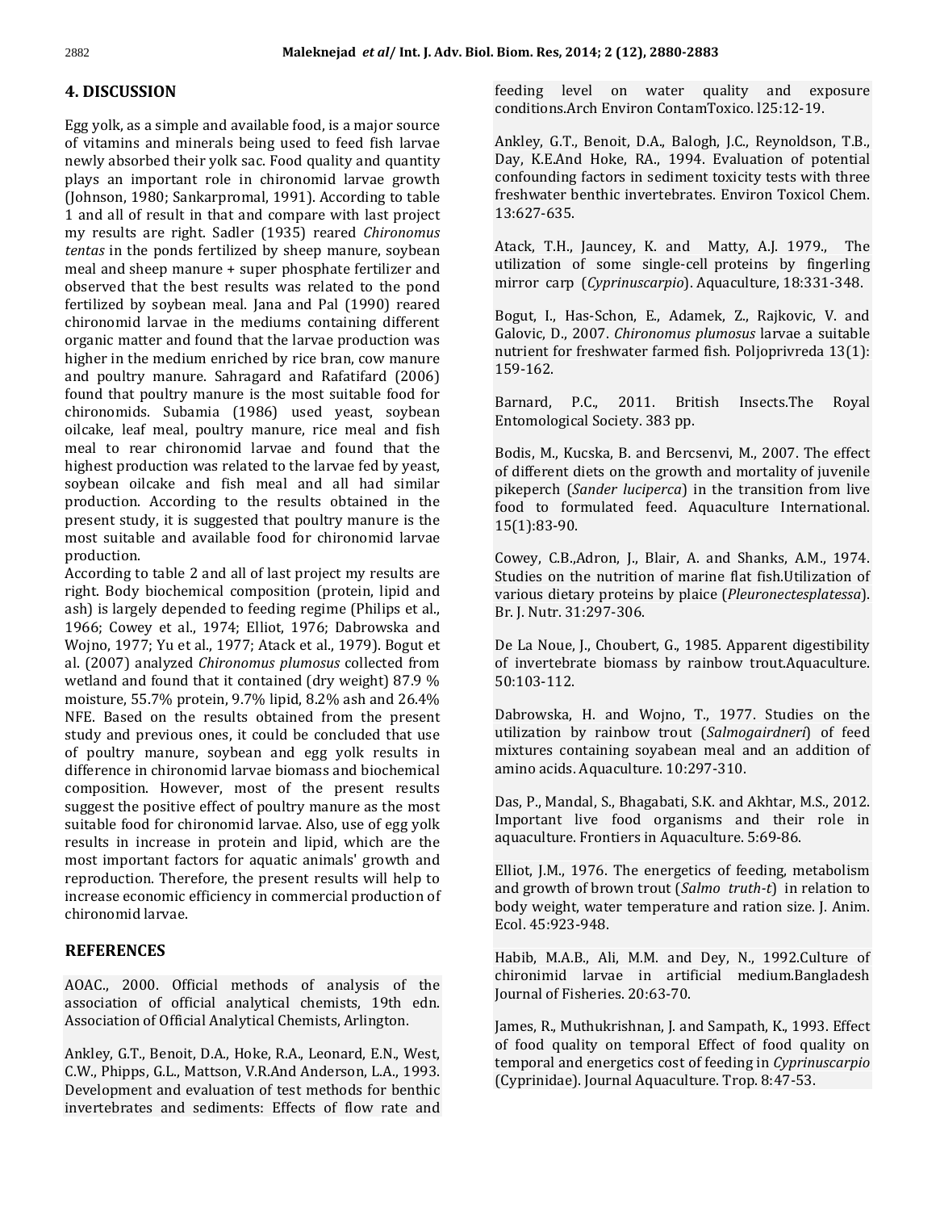## 4. DISCUSSION

Egg yolk, as a simple and available food, is a major source of vitamins and minerals being used to feed fish larvae newly absorbed their yolk sac. Food quality and quantity plays an important role in chironomid larvae growth (Johnson, 1980; Sankarpromal, 1991). According to table 1 and all of result in that and compare with last project my results are right. Sadler (1935) reared *Chironomus tentas* in the ponds fertilized by sheep manure, soybean meal and sheep manure + super phosphate fertilizer and observed that the best results was related to the pond fertilized by soybean meal. Jana and Pal (1990) reared chironomid larvae in the mediums containing different organic matter and found that the larvae production was higher in the medium enriched by rice bran, cow manure and poultry manure. Sahragard and Rafatifard (2006) found that poultry manure is the most suitable food for chironomids. Subamia (1986) used yeast, soybean oilcake, leaf meal, poultry manure, rice meal and fish meal to rear chironomid larvae and found that the highest production was related to the larvae fed by yeast, soybean oilcake and fish meal and all had similar production. According to the results obtained in the present study, it is suggested that poultry manure is the most suitable and available food for chironomid larvae production.

According to table 2 and all of last project my results are right. Body biochemical composition (protein, lipid and ash) is largely depended to feeding regime (Philips et al., 1966; Cowey et al., 1974; Elliot, 1976; Dabrowska and Wojno, 1977; Yu et al., 1977; Atack et al., 1979). Bogut et al. (2007) analyzed *Chironomus plumosus* collected from wetland and found that it contained (dry weight) 87.9 % moisture, 55.7% protein, 9.7% lipid, 8.2% ash and 26.4% NFE. Based on the results obtained from the present study and previous ones, it could be concluded that use of poultry manure, soybean and egg yolk results in difference in chironomid larvae biomass and biochemical composition. However, most of the present results suggest the positive effect of poultry manure as the most suitable food for chironomid larvae. Also, use of egg yolk results in increase in protein and lipid, which are the most important factors for aquatic animals' growth and reproduction. Therefore, the present results will help to increase economic efficiency in commercial production of chironomid larvae.

## REFERENCES

AOAC., 2000. Official methods of analysis of the association of official analytical chemists, 19th edn. Association of Official Analytical Chemists, Arlington.

Ankley, G.T., Benoit, D.A., Hoke, R.A., Leonard, E.N., West, C.W., Phipps, G.L., Mattson, V.R.And Anderson, L.A., 1993. Development and evaluation of test methods for benthic invertebrates and sediments: Effects of flow rate and feeding level on water quality and exposure conditions.Arch Environ ContamToxico. l25:12-19.

Ankley, G.T., Benoit, D.A., Balogh, J.C., Reynoldson, T.B., Day, K.E.And Hoke, RA., 1994. Evaluation of potential confounding factors in sediment toxicity tests with three freshwater benthic invertebrates. Environ Toxicol Chem. 13:627-635.

Atack, T.H., Jauncey, K. and Matty, A.J. 1979., The utilization of some single-cell proteins by fingerling mirror carp (*Cyprinuscarpio*). Aquaculture, 18:331-348.

Bogut, I., Has-Schon, E., Adamek, Z., Rajkovic, V. and Galovic, D., 2007. *Chironomus plumosus* larvae a suitable nutrient for freshwater farmed fish. Poljoprivreda 13(1): 159-162.

Barnard, P.C., 2011. British Insects.The Royal Entomological Society. 383 pp.

Bodis, M., Kucska, B. and Bercsenvi, M., 2007. The effect of different diets on the growth and mortality of juvenile pikeperch (*Sander luciperca*) in the transition from live food to formulated feed. Aquaculture International. 15(1):83-90.

Cowey, C.B.,Adron, J., Blair, A. and Shanks, A.M., 1974. Studies on the nutrition of marine flat fish.Utilization of various dietary proteins by plaice (*Pleuronectesplatessa*). Br. J. Nutr. 31:297-306.

De La Noue, J., Choubert, G., 1985. Apparent digestibility of invertebrate biomass by rainbow trout.Aquaculture. 50:103-112.

Dabrowska, H. and Wojno, T., 1977. Studies on the utilization by rainbow trout (*Salmogairdneri*) of feed mixtures containing soyabean meal and an addition of amino acids. Aquaculture. 10:297-310.

Das, P., Mandal, S., Bhagabati, S.K. and Akhtar, M.S., 2012. Important live food organisms and their role in aquaculture. Frontiers in Aquaculture. 5:69-86.

Elliot, J.M., 1976. The energetics of feeding, metabolism and growth of brown trout (*Salmo truth-t*) in relation to body weight, water temperature and ration size. J. Anim. Ecol. 45:923-948.

Habib, M.A.B., Ali, M.M. and Dey, N., 1992.Culture of chironimid larvae in artificial medium.Bangladesh Journal of Fisheries. 20:63-70.

James, R., Muthukrishnan, J. and Sampath, K., 1993. Effect of food quality on temporal Effect of food quality on temporal and energetics cost of feeding in *Cyprinuscarpio* (Cyprinidae). Journal Aquaculture. Trop. 8:47-53.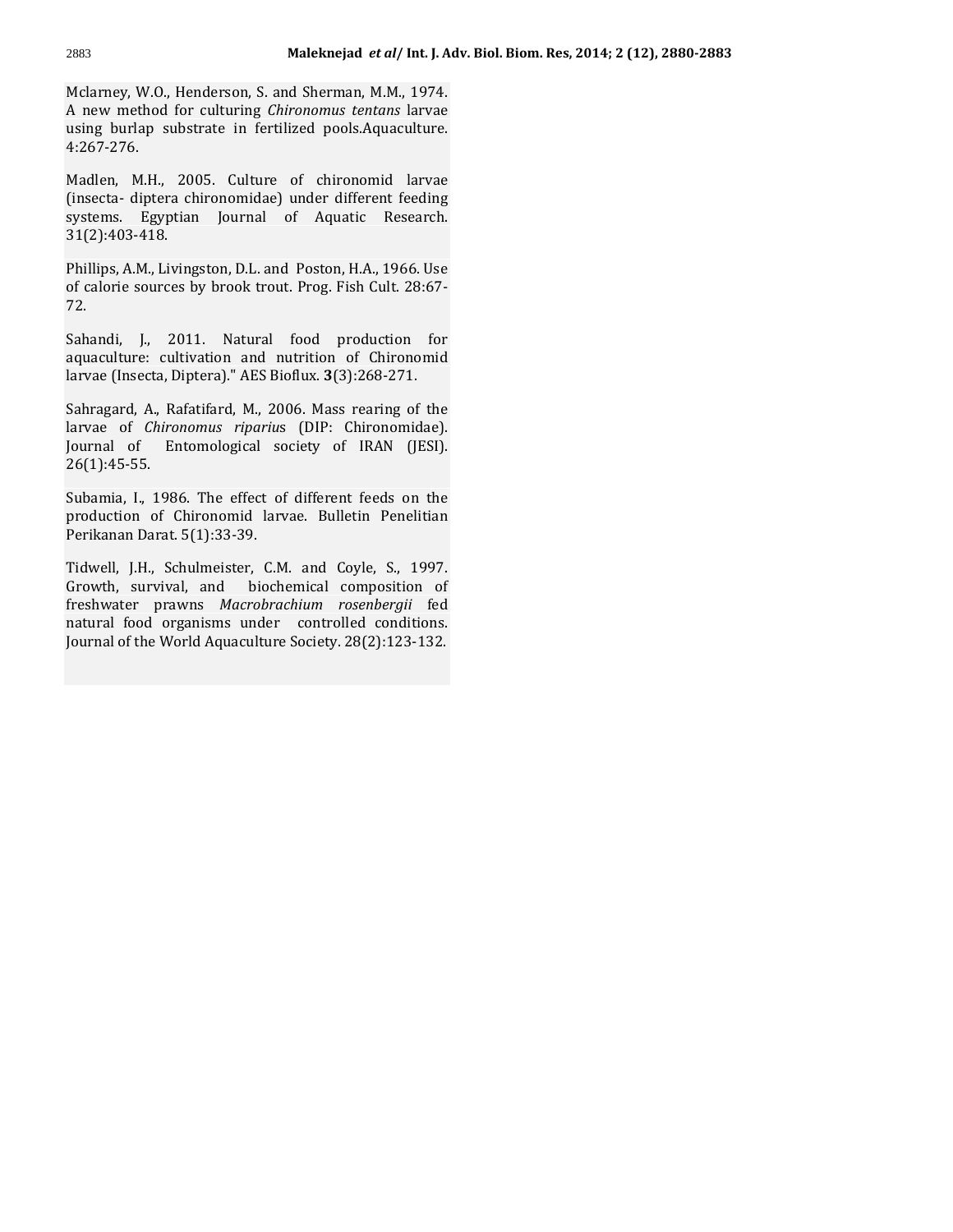Mclarney, W.O., Henderson, S. and Sherman, M.M., 1974. A new method for culturing *Chironomus tentans* larvae using burlap substrate in fertilized pools.Aquaculture. 4:267-276.

Madlen, M.H., 2005. Culture of chironomid larvae (insecta- diptera chironomidae) under different feeding systems. Egyptian Journal of Aquatic Research. 31(2):403-418.

Phillips, A.M., Livingston, D.L. and Poston, H.A., 1966. Use of calorie sources by brook trout. Prog. Fish Cult. 28:67-72.

Sahandi, J., 2011. Natural food production for aquaculture: cultivation and nutrition of Chironomid larvae (Insecta, Diptera)." AES Bioflux. **3**(3):268-271.

Sahragard, A., Rafatifard, M., 2006. Mass rearing of the larvae of *Chironomus riparius* (DIP: Chironomidae). Journal of Entomological society of IRAN (JESI). 26(1):45-55.

Subamia, I., 1986. The effect of different feeds on the production of Chironomid larvae. Bulletin Penelitian Perikanan Darat. 5(1):33-39.

Tidwell, J.H., Schulmeister, C.M. and Coyle, S., 1997. Growth, survival, and biochemical composition of freshwater prawns *Macrobrachium rosenbergii* fed natural food organisms under controlled conditions. Journal of the World Aquaculture Society. 28(2):123-132.